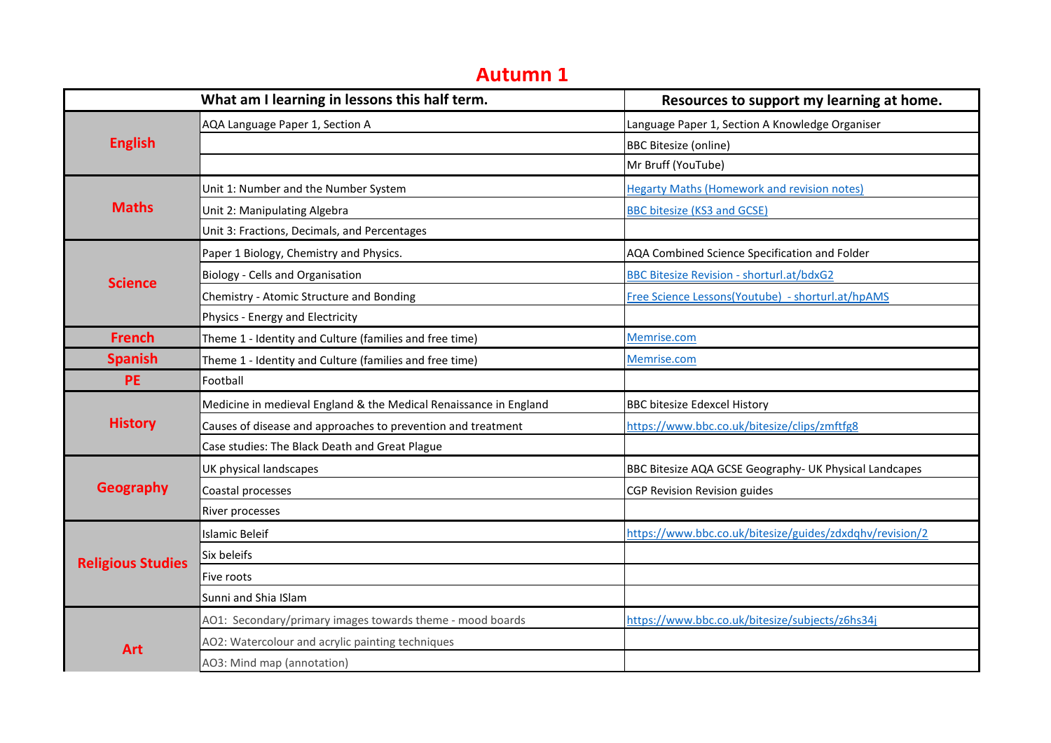# Autumn 1

| | What am I learning in lessons this half term. | Resources to support my learning at home. |
|---|---|---|
| **English** | AQA Language Paper 1, Section A | Language Paper 1, Section A Knowledge Organiser |
| | | BBC Bitesize (online) |
| | | Mr Bruff (YouTube) |
| **Maths** | Unit 1: Number and the Number System | Hegarty Maths (Homework and revision notes) |
| | Unit 2: Manipulating Algebra | BBC bitesize (KS3 and GCSE) |
| | Unit 3: Fractions, Decimals, and Percentages | |
| **Science** | Paper 1 Biology, Chemistry and Physics. | AQA Combined Science Specification and Folder |
| | Biology - Cells and Organisation | BBC Bitesize Revision - shorturl.at/bdxG2 |
| | Chemistry - Atomic Structure and Bonding | Free Science Lessons(Youtube) - shorturl.at/hpAMS |
| | Physics - Energy and Electricity | |
| **French** | Theme 1 - Identity and Culture (families and free time) | Memrise.com |
| **Spanish** | Theme 1 - Identity and Culture (families and free time) | Memrise.com |
| **PE** | Football | |
| **History** | Medicine in medieval England & the Medical Renaissance in England | BBC bitesize Edexcel History |
| | Causes of disease and approaches to prevention and treatment | https://www.bbc.co.uk/bitesize/clips/zmftfg8 |
| | Case studies: The Black Death and Great Plague | |
| **Geography** | UK physical landscapes | BBC Bitesize AQA GCSE Geography- UK Physical Landcapes |
| | Coastal processes | CGP Revision Revision guides |
| | River processes | |
| **Religious Studies** | Islamic Beleif | https://www.bbc.co.uk/bitesize/guides/zdxdqhv/revision/2 |
| | Six beleifs | |
| | Five roots | |
| | Sunni and Shia ISlam | |
| **Art** | AO1: Secondary/primary images towards theme - mood boards | https://www.bbc.co.uk/bitesize/subjects/z6hs34j |
| | AO2: Watercolour and acrylic painting techniques | |
| | AO3: Mind map (annotation) | |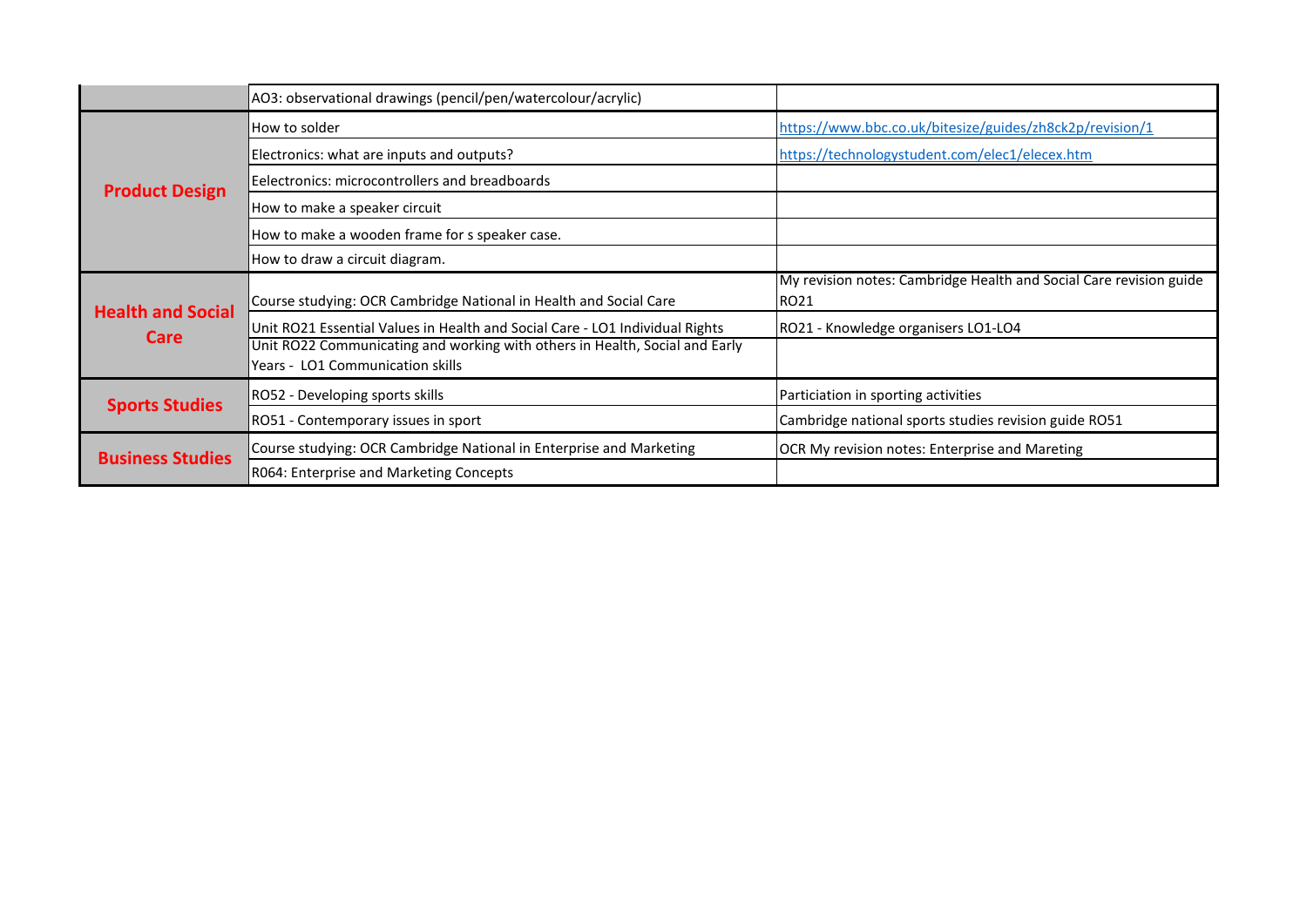| | | |
|---|---|---|
| | AO3: observational drawings (pencil/pen/watercolour/acrylic) | |
| **Product Design** | How to solder | https://www.bbc.co.uk/bitesize/guides/zh8ck2p/revision/1 |
| | Electronics: what are inputs and outputs? | https://technologystudent.com/elec1/elecex.htm |
| | Eelectronics: microcontrollers and breadboards | |
| | How to make a speaker circuit | |
| | How to make a wooden frame for s speaker case. | |
| | How to draw a circuit diagram. | |
| **Health and Social Care** | Course studying: OCR Cambridge National in Health and Social Care | My revision notes: Cambridge Health and Social Care revision guide RO21 |
| | Unit RO21 Essential Values in Health and Social Care - LO1 Individual Rights | RO21 - Knowledge organisers LO1-LO4 |
| | Unit RO22 Communicating and working with others in Health, Social and Early Years - LO1 Communication skills | |
| **Sports Studies** | RO52 - Developing sports skills | Particiation in sporting activities |
| | RO51 - Contemporary issues in sport | Cambridge national sports studies revision guide RO51 |
| **Business Studies** | Course studying: OCR Cambridge National in Enterprise and Marketing | OCR My revision notes: Enterprise and Mareting |
| | R064: Enterprise and Marketing Concepts | |